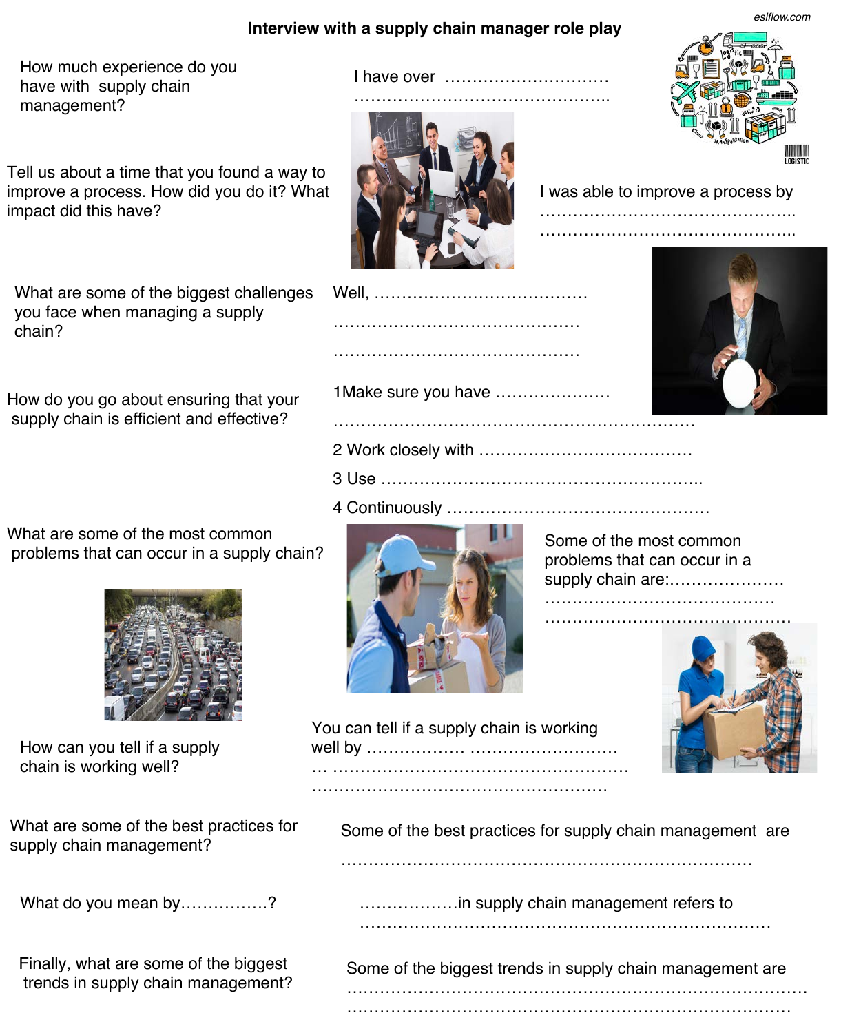# Interview with a supply chain manager role play

How much experience do you have with supply chain management?

I have over ………………………… ………………………………………..

Tell us about a time that you found a way to improve a process. How did you do it? What impact did this have?

I was able to improve a process by ……………………………………….. ………………………………………..

What are some of the biggest challenges you face when managing a supply chain?

Well, ………………………………… ……………………………………… ………………………………………

How do you go about ensuring that your supply chain is efficient and effective?

1 Make sure you have ………………… …………………………………………………………

2 Work closely with …………………………………

3 Use …………………………………………………..

4 Continuously …………………………………………

What are some of the most common problems that can occur in a supply chain?

Some of the most common problems that can occur in a supply chain are:………………… …………………………………… ………………………………………

How can you tell if a supply chain is working well?

You can tell if a supply chain is working well by …………….. ……………………… … ……………………………………………… ………………………………………………

What are some of the best practices for supply chain management?

Some of the best practices for supply chain management are …………………………………………………………………

What do you mean by…………….?

………………in supply chain management refers to ……………………………………………………………………

Finally, what are some of the biggest trends in supply chain management?

Some of the biggest trends in supply chain management are ……………………………………………………………………… ……………………………………………………………………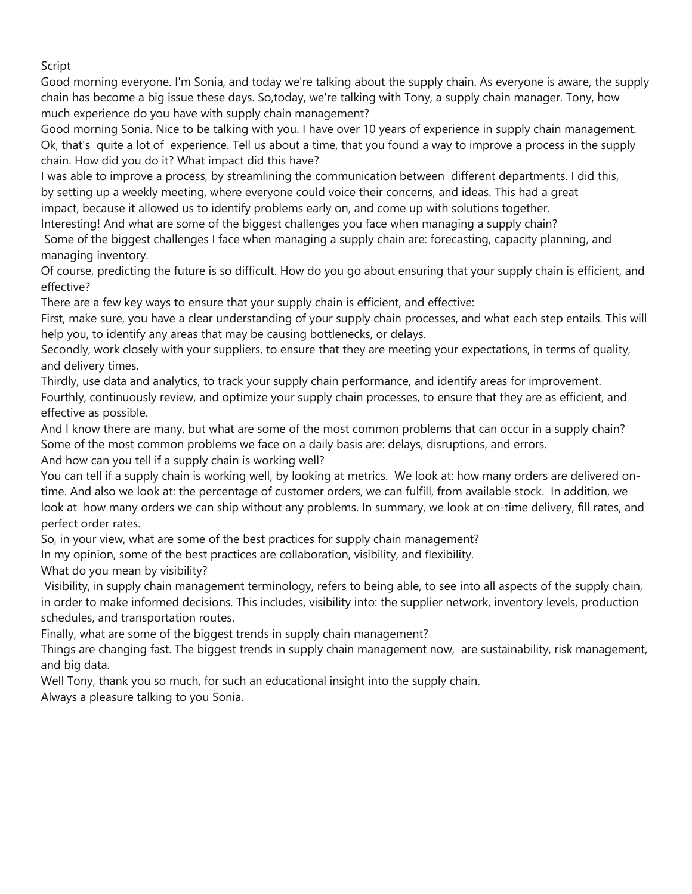Script

Good morning everyone. I'm Sonia, and today we're talking about the supply chain. As everyone is aware, the supply chain has become a big issue these days. So,today, we're talking with Tony, a supply chain manager. Tony, how much experience do you have with supply chain management?

Good morning Sonia. Nice to be talking with you. I have over 10 years of experience in supply chain management.

Ok, that's quite a lot of experience. Tell us about a time, that you found a way to improve a process in the supply chain. How did you do it? What impact did this have?

I was able to improve a process, by streamlining the communication between different departments. I did this, by setting up a weekly meeting, where everyone could voice their concerns, and ideas. This had a great impact, because it allowed us to identify problems early on, and come up with solutions together.

Interesting! And what are some of the biggest challenges you face when managing a supply chain?

Some of the biggest challenges I face when managing a supply chain are: forecasting, capacity planning, and managing inventory.

Of course, predicting the future is so difficult. How do you go about ensuring that your supply chain is efficient, and effective?

There are a few key ways to ensure that your supply chain is efficient, and effective:

First, make sure, you have a clear understanding of your supply chain processes, and what each step entails. This will help you, to identify any areas that may be causing bottlenecks, or delays.

Secondly, work closely with your suppliers, to ensure that they are meeting your expectations, in terms of quality, and delivery times.

Thirdly, use data and analytics, to track your supply chain performance, and identify areas for improvement.

Fourthly, continuously review, and optimize your supply chain processes, to ensure that they are as efficient, and effective as possible.

And I know there are many, but what are some of the most common problems that can occur in a supply chain?

Some of the most common problems we face on a daily basis are: delays, disruptions, and errors.

And how can you tell if a supply chain is working well?

You can tell if a supply chain is working well, by looking at metrics. We look at: how many orders are delivered on-time. And also we look at: the percentage of customer orders, we can fulfill, from available stock. In addition, we look at how many orders we can ship without any problems. In summary, we look at on-time delivery, fill rates, and perfect order rates.

So, in your view, what are some of the best practices for supply chain management?

In my opinion, some of the best practices are collaboration, visibility, and flexibility.

What do you mean by visibility?

Visibility, in supply chain management terminology, refers to being able, to see into all aspects of the supply chain, in order to make informed decisions. This includes, visibility into: the supplier network, inventory levels, production schedules, and transportation routes.

Finally, what are some of the biggest trends in supply chain management?

Things are changing fast. The biggest trends in supply chain management now, are sustainability, risk management, and big data.

Well Tony, thank you so much, for such an educational insight into the supply chain.

Always a pleasure talking to you Sonia.